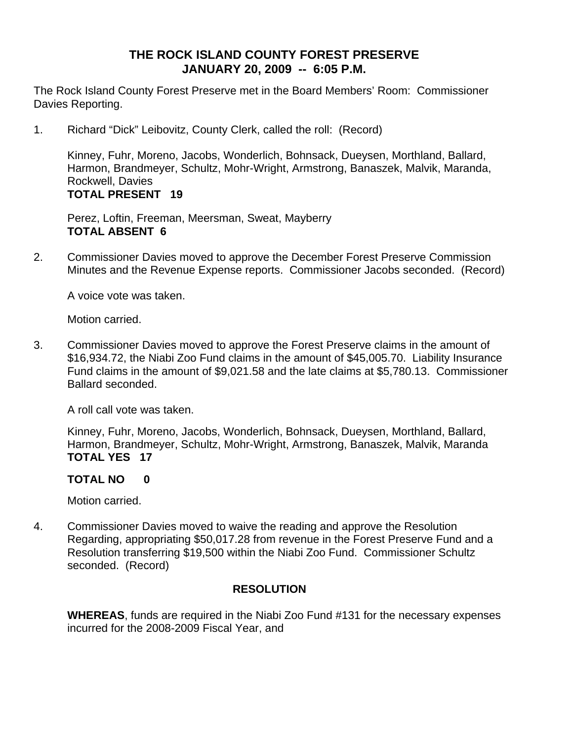# THE ROCK ISLAND COUNTY FOREST PRESERVE
## JANUARY 20, 2009 -- 6:05 P.M.

The Rock Island County Forest Preserve met in the Board Members' Room: Commissioner Davies Reporting.

1. Richard "Dick" Leibovitz, County Clerk, called the roll: (Record)

   Kinney, Fuhr, Moreno, Jacobs, Wonderlich, Bohnsack, Dueysen, Morthland, Ballard, Harmon, Brandmeyer, Schultz, Mohr-Wright, Armstrong, Banaszek, Malvik, Maranda, Rockwell, Davies
   **TOTAL PRESENT 19**

   Perez, Loftin, Freeman, Meersman, Sweat, Mayberry
   **TOTAL ABSENT 6**

2. Commissioner Davies moved to approve the December Forest Preserve Commission Minutes and the Revenue Expense reports. Commissioner Jacobs seconded. (Record)

   A voice vote was taken.

   Motion carried.

3. Commissioner Davies moved to approve the Forest Preserve claims in the amount of $16,934.72, the Niabi Zoo Fund claims in the amount of $45,005.70. Liability Insurance Fund claims in the amount of $9,021.58 and the late claims at $5,780.13. Commissioner Ballard seconded.

   A roll call vote was taken.

   Kinney, Fuhr, Moreno, Jacobs, Wonderlich, Bohnsack, Dueysen, Morthland, Ballard, Harmon, Brandmeyer, Schultz, Mohr-Wright, Armstrong, Banaszek, Malvik, Maranda
   **TOTAL YES 17**

   **TOTAL NO 0**

   Motion carried.

4. Commissioner Davies moved to waive the reading and approve the Resolution Regarding, appropriating $50,017.28 from revenue in the Forest Preserve Fund and a Resolution transferring $19,500 within the Niabi Zoo Fund. Commissioner Schultz seconded. (Record)

   **RESOLUTION**

   **WHEREAS**, funds are required in the Niabi Zoo Fund #131 for the necessary expenses incurred for the 2008-2009 Fiscal Year, and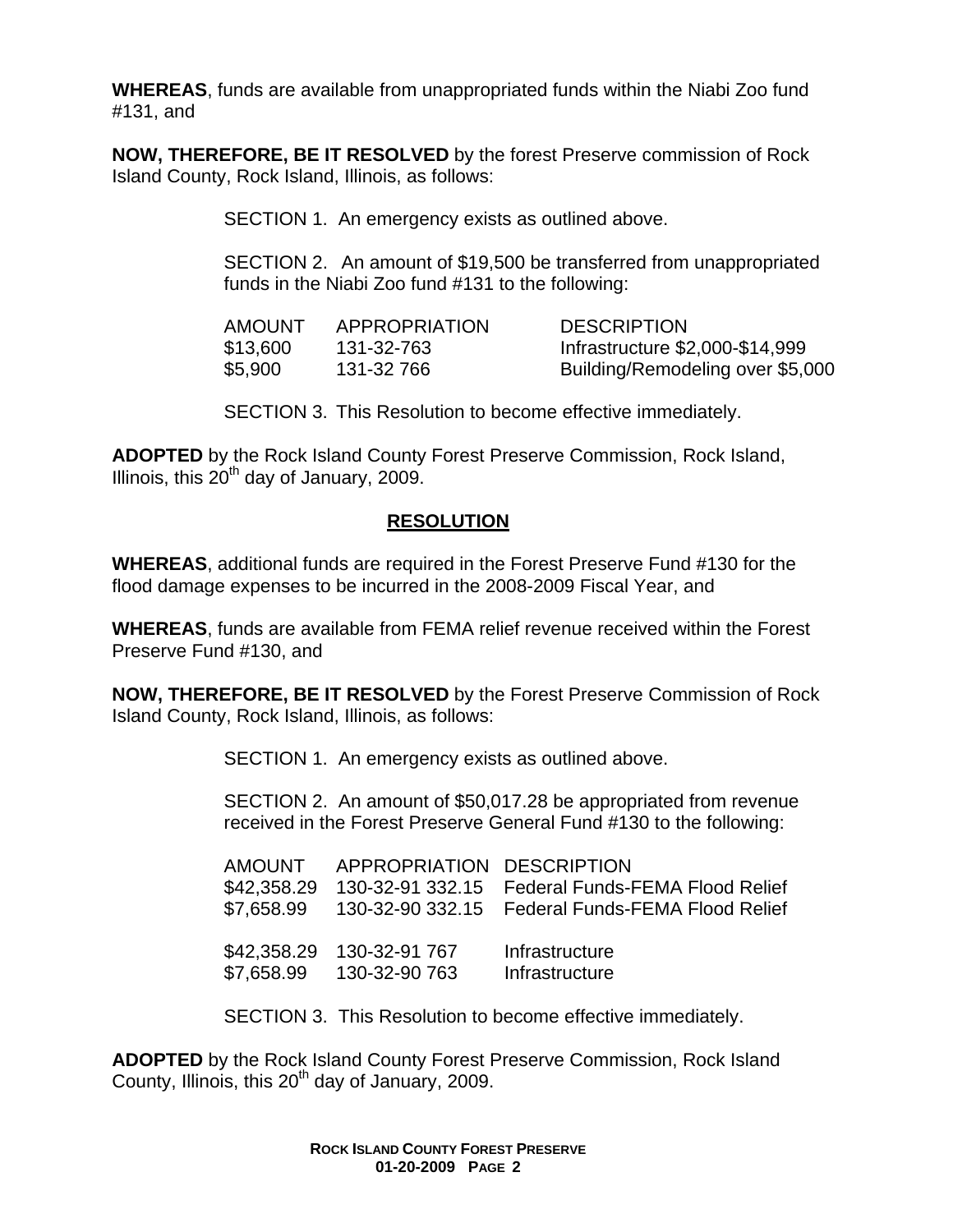**WHEREAS**, funds are available from unappropriated funds within the Niabi Zoo fund #131, and

**NOW, THEREFORE, BE IT RESOLVED** by the forest Preserve commission of Rock Island County, Rock Island, Illinois, as follows:

SECTION 1. An emergency exists as outlined above.

SECTION 2. An amount of $19,500 be transferred from unappropriated funds in the Niabi Zoo fund #131 to the following:

| AMOUNT | APPROPRIATION | DESCRIPTION |
|---|---|---|
| $13,600 | 131-32-763 | Infrastructure $2,000-$14,999 |
| $5,900 | 131-32 766 | Building/Remodeling over $5,000 |

SECTION 3. This Resolution to become effective immediately.

**ADOPTED** by the Rock Island County Forest Preserve Commission, Rock Island, Illinois, this 20th day of January, 2009.

## RESOLUTION

**WHEREAS**, additional funds are required in the Forest Preserve Fund #130 for the flood damage expenses to be incurred in the 2008-2009 Fiscal Year, and

**WHEREAS**, funds are available from FEMA relief revenue received within the Forest Preserve Fund #130, and

**NOW, THEREFORE, BE IT RESOLVED** by the Forest Preserve Commission of Rock Island County, Rock Island, Illinois, as follows:

SECTION 1. An emergency exists as outlined above.

SECTION 2. An amount of $50,017.28 be appropriated from revenue received in the Forest Preserve General Fund #130 to the following:

| AMOUNT | APPROPRIATION | DESCRIPTION |
|---|---|---|
| $42,358.29 | 130-32-91 332.15 | Federal Funds-FEMA Flood Relief |
| $7,658.99 | 130-32-90 332.15 | Federal Funds-FEMA Flood Relief |
| | | |
| $42,358.29 | 130-32-91 767 | Infrastructure |
| $7,658.99 | 130-32-90 763 | Infrastructure |

SECTION 3. This Resolution to become effective immediately.

**ADOPTED** by the Rock Island County Forest Preserve Commission, Rock Island County, Illinois, this 20th day of January, 2009.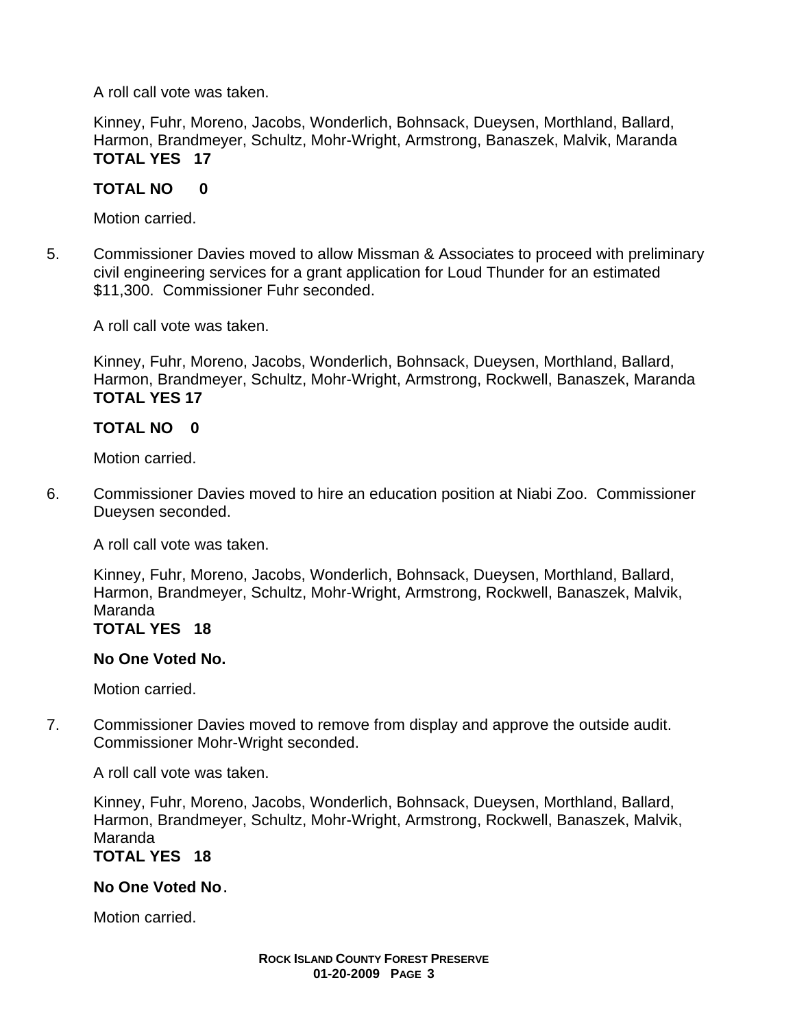A roll call vote was taken.

Kinney, Fuhr, Moreno, Jacobs, Wonderlich, Bohnsack, Dueysen, Morthland, Ballard, Harmon, Brandmeyer, Schultz, Mohr-Wright, Armstrong, Banaszek, Malvik, Maranda
**TOTAL YES 17**

**TOTAL NO 0**

Motion carried.

5. Commissioner Davies moved to allow Missman & Associates to proceed with preliminary civil engineering services for a grant application for Loud Thunder for an estimated $11,300. Commissioner Fuhr seconded.

   A roll call vote was taken.

   Kinney, Fuhr, Moreno, Jacobs, Wonderlich, Bohnsack, Dueysen, Morthland, Ballard, Harmon, Brandmeyer, Schultz, Mohr-Wright, Armstrong, Rockwell, Banaszek, Maranda
   **TOTAL YES 17**

   **TOTAL NO 0**

   Motion carried.

6. Commissioner Davies moved to hire an education position at Niabi Zoo. Commissioner Dueysen seconded.

   A roll call vote was taken.

   Kinney, Fuhr, Moreno, Jacobs, Wonderlich, Bohnsack, Dueysen, Morthland, Ballard, Harmon, Brandmeyer, Schultz, Mohr-Wright, Armstrong, Rockwell, Banaszek, Malvik, Maranda
   **TOTAL YES 18**

   **No One Voted No.**

   Motion carried.

7. Commissioner Davies moved to remove from display and approve the outside audit. Commissioner Mohr-Wright seconded.

   A roll call vote was taken.

   Kinney, Fuhr, Moreno, Jacobs, Wonderlich, Bohnsack, Dueysen, Morthland, Ballard, Harmon, Brandmeyer, Schultz, Mohr-Wright, Armstrong, Rockwell, Banaszek, Malvik, Maranda
   **TOTAL YES 18**

   **No One Voted No**.

   Motion carried.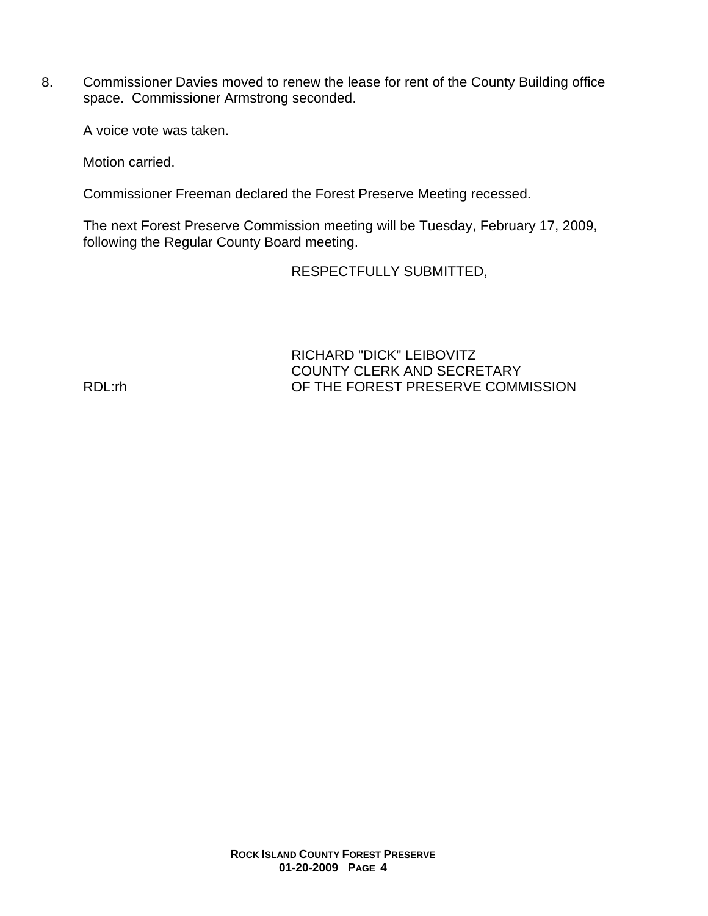8. Commissioner Davies moved to renew the lease for rent of the County Building office space. Commissioner Armstrong seconded.

   A voice vote was taken.

   Motion carried.

   Commissioner Freeman declared the Forest Preserve Meeting recessed.

   The next Forest Preserve Commission meeting will be Tuesday, February 17, 2009, following the Regular County Board meeting.

RESPECTFULLY SUBMITTED,

RICHARD "DICK" LEIBOVITZ
COUNTY CLERK AND SECRETARY
OF THE FOREST PRESERVE COMMISSION

RDL:rh